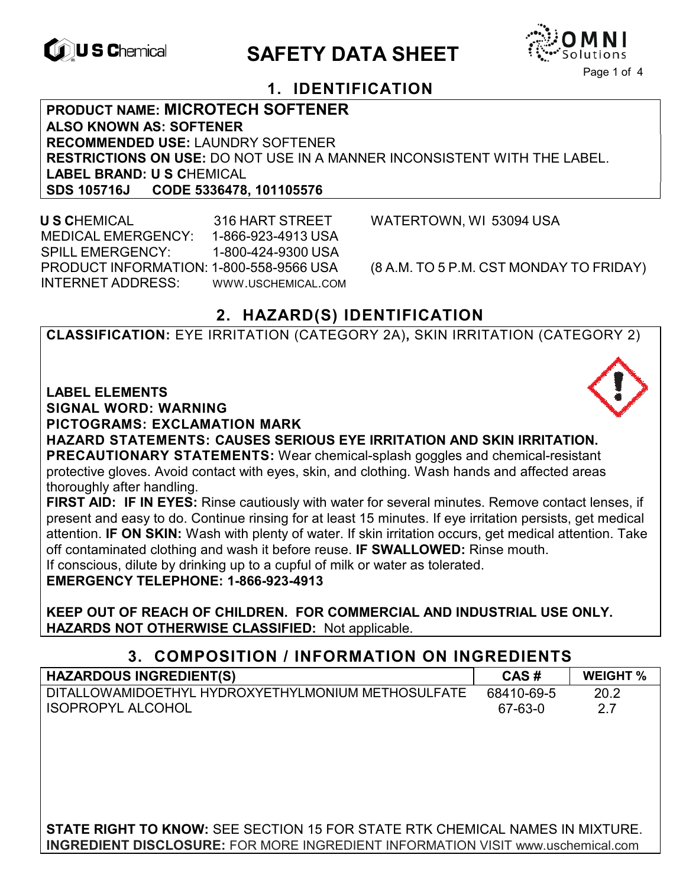# SAFETY DATA SHEET

## 1. IDENTIFICATION

**PRODUCT NAME: MICROTECH SOFTENER**
**ALSO KNOWN AS: SOFTENER**
**RECOMMENDED USE:** LAUNDRY SOFTENER
**RESTRICTIONS ON USE:** DO NOT USE IN A MANNER INCONSISTENT WITH THE LABEL.
**LABEL BRAND: U S C**HEMICAL
**SDS 105716J CODE 5336478, 101105576**

**U S C**HEMICAL 316 HART STREET WATERTOWN, WI 53094 USA
MEDICAL EMERGENCY: 1-866-923-4913 USA
SPILL EMERGENCY: 1-800-424-9300 USA
PRODUCT INFORMATION: 1-800-558-9566 USA (8 A.M. TO 5 P.M. CST MONDAY TO FRIDAY)
INTERNET ADDRESS: WWW.USCHEMICAL.COM

## 2. HAZARD(S) IDENTIFICATION

**CLASSIFICATION:** EYE IRRITATION (CATEGORY 2A)**,** SKIN IRRITATION (CATEGORY 2)

**LABEL ELEMENTS**
**SIGNAL WORD: WARNING**
**PICTOGRAMS: EXCLAMATION MARK**
**HAZARD STATEMENTS: CAUSES SERIOUS EYE IRRITATION AND SKIN IRRITATION.**
**PRECAUTIONARY STATEMENTS:** Wear chemical-splash goggles and chemical-resistant protective gloves. Avoid contact with eyes, skin, and clothing. Wash hands and affected areas thoroughly after handling.
**FIRST AID: IF IN EYES:** Rinse cautiously with water for several minutes. Remove contact lenses, if present and easy to do. Continue rinsing for at least 15 minutes. If eye irritation persists, get medical attention. **IF ON SKIN:** Wash with plenty of water. If skin irritation occurs, get medical attention. Take off contaminated clothing and wash it before reuse. **IF SWALLOWED:** Rinse mouth. If conscious, dilute by drinking up to a cupful of milk or water as tolerated.
**EMERGENCY TELEPHONE: 1-866-923-4913**

**KEEP OUT OF REACH OF CHILDREN. FOR COMMERCIAL AND INDUSTRIAL USE ONLY.**
**HAZARDS NOT OTHERWISE CLASSIFIED:** Not applicable.

## 3. COMPOSITION / INFORMATION ON INGREDIENTS

| HAZARDOUS INGREDIENT(S) | CAS # | WEIGHT % |
|---|---|---|
| DITALLOWAMIDOETHYL HYDROXYETHYLMONIUM METHOSULFATE | 68410-69-5 | 20.2 |
| ISOPROPYL ALCOHOL | 67-63-0 | 2.7 |

**STATE RIGHT TO KNOW:** SEE SECTION 15 FOR STATE RTK CHEMICAL NAMES IN MIXTURE.
**INGREDIENT DISCLOSURE:** FOR MORE INGREDIENT INFORMATION VISIT www.uschemical.com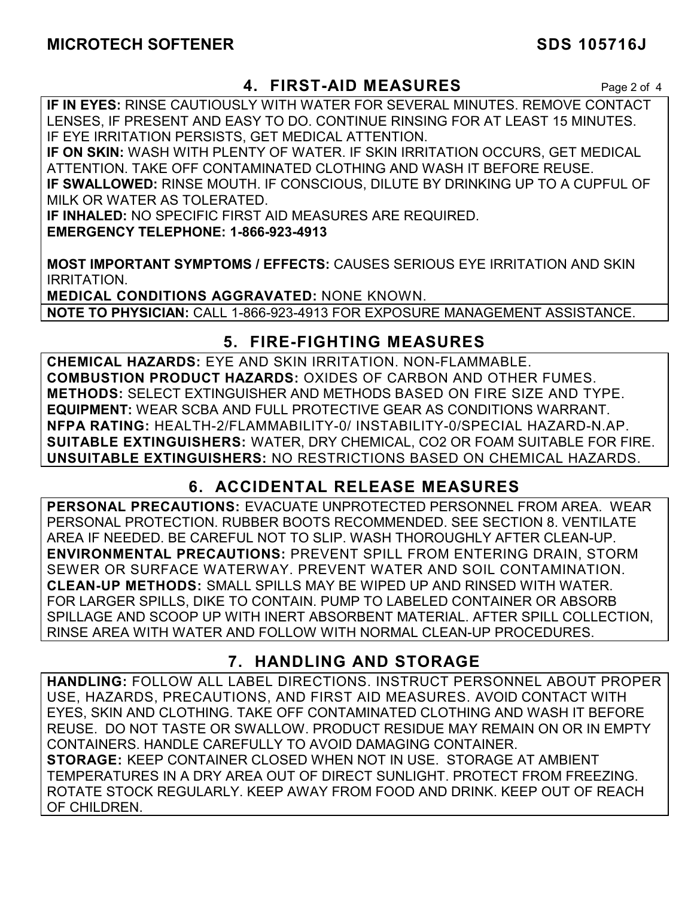## 4. FIRST-AID MEASURES

**IF IN EYES:** RINSE CAUTIOUSLY WITH WATER FOR SEVERAL MINUTES. REMOVE CONTACT LENSES, IF PRESENT AND EASY TO DO. CONTINUE RINSING FOR AT LEAST 15 MINUTES. IF EYE IRRITATION PERSISTS, GET MEDICAL ATTENTION.
**IF ON SKIN:** WASH WITH PLENTY OF WATER. IF SKIN IRRITATION OCCURS, GET MEDICAL ATTENTION. TAKE OFF CONTAMINATED CLOTHING AND WASH IT BEFORE REUSE.
**IF SWALLOWED:** RINSE MOUTH. IF CONSCIOUS, DILUTE BY DRINKING UP TO A CUPFUL OF MILK OR WATER AS TOLERATED.
**IF INHALED:** NO SPECIFIC FIRST AID MEASURES ARE REQUIRED.
**EMERGENCY TELEPHONE: 1-866-923-4913**

**MOST IMPORTANT SYMPTOMS / EFFECTS:** CAUSES SERIOUS EYE IRRITATION AND SKIN IRRITATION.
**MEDICAL CONDITIONS AGGRAVATED:** NONE KNOWN.
**NOTE TO PHYSICIAN:** CALL 1-866-923-4913 FOR EXPOSURE MANAGEMENT ASSISTANCE.

## 5. FIRE-FIGHTING MEASURES

**CHEMICAL HAZARDS:** EYE AND SKIN IRRITATION. NON-FLAMMABLE.
**COMBUSTION PRODUCT HAZARDS:** OXIDES OF CARBON AND OTHER FUMES.
**METHODS:** SELECT EXTINGUISHER AND METHODS BASED ON FIRE SIZE AND TYPE.
**EQUIPMENT:** WEAR SCBA AND FULL PROTECTIVE GEAR AS CONDITIONS WARRANT.
**NFPA RATING:** HEALTH-2/FLAMMABILITY-0/ INSTABILITY-0/SPECIAL HAZARD-N.AP.
**SUITABLE EXTINGUISHERS:** WATER, DRY CHEMICAL, CO2 OR FOAM SUITABLE FOR FIRE.
**UNSUITABLE EXTINGUISHERS:** NO RESTRICTIONS BASED ON CHEMICAL HAZARDS.

## 6. ACCIDENTAL RELEASE MEASURES

**PERSONAL PRECAUTIONS:** EVACUATE UNPROTECTED PERSONNEL FROM AREA. WEAR PERSONAL PROTECTION. RUBBER BOOTS RECOMMENDED. SEE SECTION 8. VENTILATE AREA IF NEEDED. BE CAREFUL NOT TO SLIP. WASH THOROUGHLY AFTER CLEAN-UP.
**ENVIRONMENTAL PRECAUTIONS:** PREVENT SPILL FROM ENTERING DRAIN, STORM SEWER OR SURFACE WATERWAY. PREVENT WATER AND SOIL CONTAMINATION.
**CLEAN-UP METHODS:** SMALL SPILLS MAY BE WIPED UP AND RINSED WITH WATER. FOR LARGER SPILLS, DIKE TO CONTAIN. PUMP TO LABELED CONTAINER OR ABSORB SPILLAGE AND SCOOP UP WITH INERT ABSORBENT MATERIAL. AFTER SPILL COLLECTION, RINSE AREA WITH WATER AND FOLLOW WITH NORMAL CLEAN-UP PROCEDURES.

## 7. HANDLING AND STORAGE

**HANDLING:** FOLLOW ALL LABEL DIRECTIONS. INSTRUCT PERSONNEL ABOUT PROPER USE, HAZARDS, PRECAUTIONS, AND FIRST AID MEASURES. AVOID CONTACT WITH EYES, SKIN AND CLOTHING. TAKE OFF CONTAMINATED CLOTHING AND WASH IT BEFORE REUSE. DO NOT TASTE OR SWALLOW. PRODUCT RESIDUE MAY REMAIN ON OR IN EMPTY CONTAINERS. HANDLE CAREFULLY TO AVOID DAMAGING CONTAINER.
**STORAGE:** KEEP CONTAINER CLOSED WHEN NOT IN USE. STORAGE AT AMBIENT TEMPERATURES IN A DRY AREA OUT OF DIRECT SUNLIGHT. PROTECT FROM FREEZING. ROTATE STOCK REGULARLY. KEEP AWAY FROM FOOD AND DRINK. KEEP OUT OF REACH OF CHILDREN.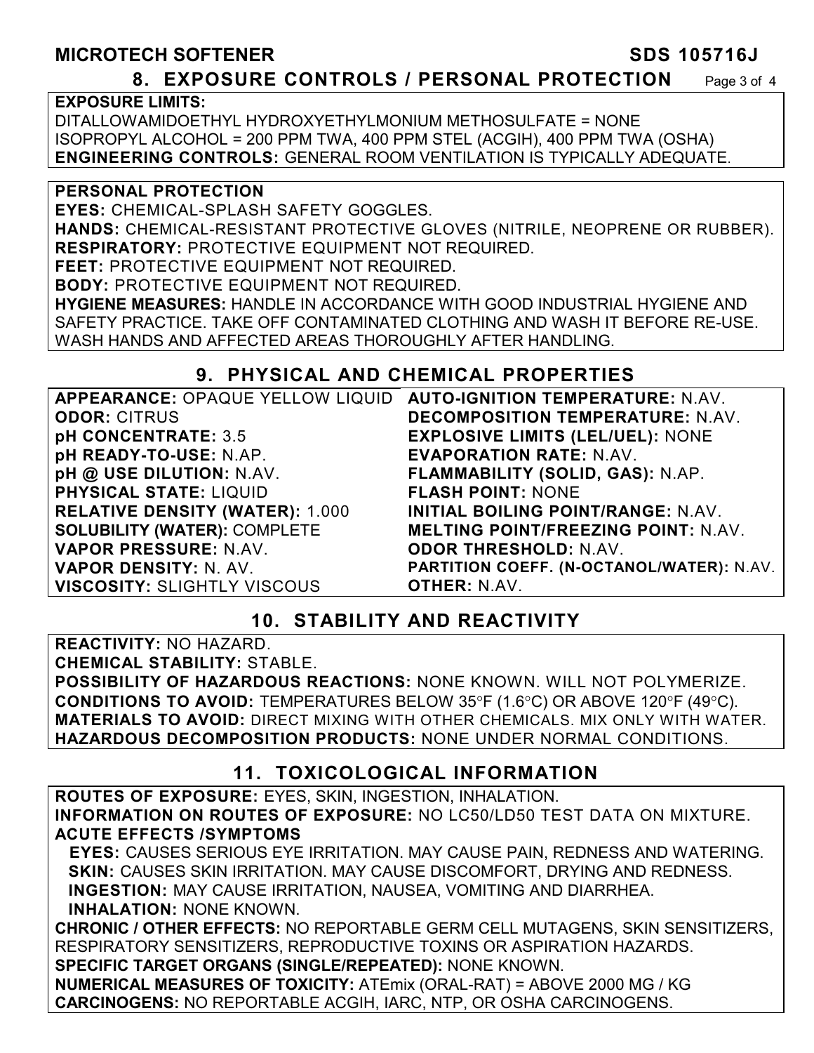## 8. EXPOSURE CONTROLS / PERSONAL PROTECTION

**EXPOSURE LIMITS:**
DITALLOWAMIDOETHYL HYDROXYETHYLMONIUM METHOSULFATE = NONE
ISOPROPYL ALCOHOL = 200 PPM TWA, 400 PPM STEL (ACGIH), 400 PPM TWA (OSHA)
**ENGINEERING CONTROLS:** GENERAL ROOM VENTILATION IS TYPICALLY ADEQUATE.

**PERSONAL PROTECTION**
**EYES:** CHEMICAL-SPLASH SAFETY GOGGLES.
**HANDS:** CHEMICAL-RESISTANT PROTECTIVE GLOVES (NITRILE, NEOPRENE OR RUBBER).
**RESPIRATORY:** PROTECTIVE EQUIPMENT NOT REQUIRED.
**FEET:** PROTECTIVE EQUIPMENT NOT REQUIRED.
**BODY:** PROTECTIVE EQUIPMENT NOT REQUIRED.
**HYGIENE MEASURES:** HANDLE IN ACCORDANCE WITH GOOD INDUSTRIAL HYGIENE AND SAFETY PRACTICE. TAKE OFF CONTAMINATED CLOTHING AND WASH IT BEFORE RE-USE. WASH HANDS AND AFFECTED AREAS THOROUGHLY AFTER HANDLING.

## 9. PHYSICAL AND CHEMICAL PROPERTIES

| | |
|---|---|
| **APPEARANCE:** OPAQUE YELLOW LIQUID | **AUTO-IGNITION TEMPERATURE:** N.AV. |
| **ODOR:** CITRUS | **DECOMPOSITION TEMPERATURE:** N.AV. |
| **pH CONCENTRATE:** 3.5 | **EXPLOSIVE LIMITS (LEL/UEL):** NONE |
| **pH READY-TO-USE:** N.AP. | **EVAPORATION RATE:** N.AV. |
| **pH @ USE DILUTION:** N.AV. | **FLAMMABILITY (SOLID, GAS):** N.AP. |
| **PHYSICAL STATE:** LIQUID | **FLASH POINT:** NONE |
| **RELATIVE DENSITY (WATER):** 1.000 | **INITIAL BOILING POINT/RANGE:** N.AV. |
| **SOLUBILITY (WATER):** COMPLETE | **MELTING POINT/FREEZING POINT:** N.AV. |
| **VAPOR PRESSURE:** N.AV. | **ODOR THRESHOLD:** N.AV. |
| **VAPOR DENSITY:** N. AV. | **PARTITION COEFF. (N-OCTANOL/WATER):** N.AV. |
| **VISCOSITY:** SLIGHTLY VISCOUS | **OTHER:** N.AV. |

## 10. STABILITY AND REACTIVITY

**REACTIVITY:** NO HAZARD.
**CHEMICAL STABILITY:** STABLE.
**POSSIBILITY OF HAZARDOUS REACTIONS:** NONE KNOWN. WILL NOT POLYMERIZE.
**CONDITIONS TO AVOID:** TEMPERATURES BELOW 35°F (1.6°C) OR ABOVE 120°F (49°C).
**MATERIALS TO AVOID:** DIRECT MIXING WITH OTHER CHEMICALS. MIX ONLY WITH WATER.
**HAZARDOUS DECOMPOSITION PRODUCTS:** NONE UNDER NORMAL CONDITIONS.

## 11. TOXICOLOGICAL INFORMATION

**ROUTES OF EXPOSURE:** EYES, SKIN, INGESTION, INHALATION.
**INFORMATION ON ROUTES OF EXPOSURE:** NO LC50/LD50 TEST DATA ON MIXTURE.
**ACUTE EFFECTS /SYMPTOMS**
- **EYES:** CAUSES SERIOUS EYE IRRITATION. MAY CAUSE PAIN, REDNESS AND WATERING.
- **SKIN:** CAUSES SKIN IRRITATION. MAY CAUSE DISCOMFORT, DRYING AND REDNESS.
- **INGESTION:** MAY CAUSE IRRITATION, NAUSEA, VOMITING AND DIARRHEA.
- **INHALATION:** NONE KNOWN.

**CHRONIC / OTHER EFFECTS:** NO REPORTABLE GERM CELL MUTAGENS, SKIN SENSITIZERS, RESPIRATORY SENSITIZERS, REPRODUCTIVE TOXINS OR ASPIRATION HAZARDS.
**SPECIFIC TARGET ORGANS (SINGLE/REPEATED):** NONE KNOWN.
**NUMERICAL MEASURES OF TOXICITY:** ATEmix (ORAL-RAT) = ABOVE 2000 MG / KG
**CARCINOGENS:** NO REPORTABLE ACGIH, IARC, NTP, OR OSHA CARCINOGENS.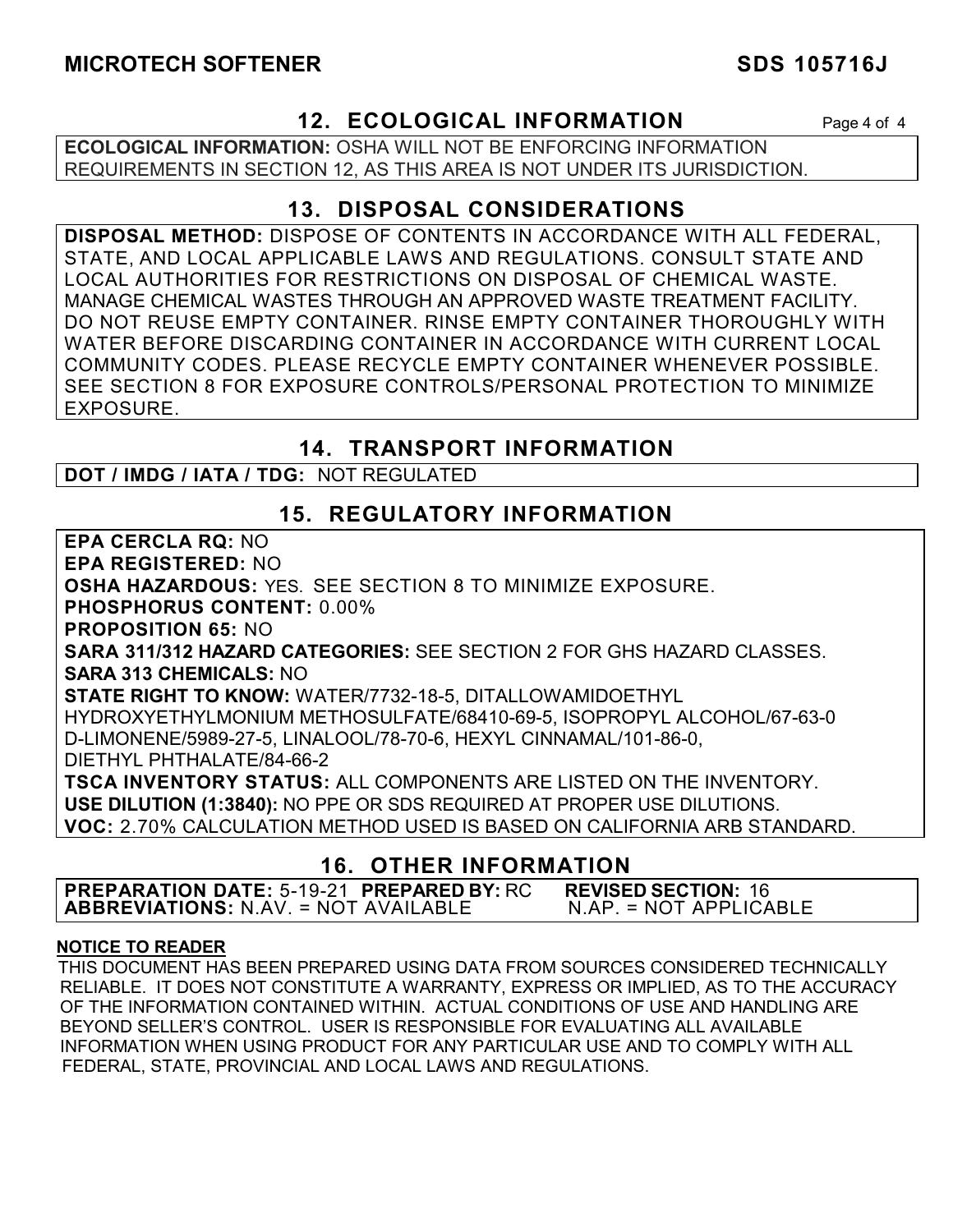## 12. ECOLOGICAL INFORMATION

**ECOLOGICAL INFORMATION:** OSHA WILL NOT BE ENFORCING INFORMATION REQUIREMENTS IN SECTION 12, AS THIS AREA IS NOT UNDER ITS JURISDICTION.

## 13. DISPOSAL CONSIDERATIONS

**DISPOSAL METHOD:** DISPOSE OF CONTENTS IN ACCORDANCE WITH ALL FEDERAL, STATE, AND LOCAL APPLICABLE LAWS AND REGULATIONS. CONSULT STATE AND LOCAL AUTHORITIES FOR RESTRICTIONS ON DISPOSAL OF CHEMICAL WASTE. MANAGE CHEMICAL WASTES THROUGH AN APPROVED WASTE TREATMENT FACILITY. DO NOT REUSE EMPTY CONTAINER. RINSE EMPTY CONTAINER THOROUGHLY WITH WATER BEFORE DISCARDING CONTAINER IN ACCORDANCE WITH CURRENT LOCAL COMMUNITY CODES. PLEASE RECYCLE EMPTY CONTAINER WHENEVER POSSIBLE. SEE SECTION 8 FOR EXPOSURE CONTROLS/PERSONAL PROTECTION TO MINIMIZE EXPOSURE.

## 14. TRANSPORT INFORMATION

**DOT / IMDG / IATA / TDG:** NOT REGULATED

## 15. REGULATORY INFORMATION

**EPA CERCLA RQ:** NO
**EPA REGISTERED:** NO
**OSHA HAZARDOUS:** YES. SEE SECTION 8 TO MINIMIZE EXPOSURE.
**PHOSPHORUS CONTENT:** 0.00%
**PROPOSITION 65:** NO
**SARA 311/312 HAZARD CATEGORIES:** SEE SECTION 2 FOR GHS HAZARD CLASSES.
**SARA 313 CHEMICALS:** NO
**STATE RIGHT TO KNOW:** WATER/7732-18-5, DITALLOWAMIDOETHYL HYDROXYETHYLMONIUM METHOSULFATE/68410-69-5, ISOPROPYL ALCOHOL/67-63-0 D-LIMONENE/5989-27-5, LINALOOL/78-70-6, HEXYL CINNAMAL/101-86-0, DIETHYL PHTHALATE/84-66-2
**TSCA INVENTORY STATUS:** ALL COMPONENTS ARE LISTED ON THE INVENTORY.
**USE DILUTION (1:3840):** NO PPE OR SDS REQUIRED AT PROPER USE DILUTIONS.
**VOC:** 2.70% CALCULATION METHOD USED IS BASED ON CALIFORNIA ARB STANDARD.

## 16. OTHER INFORMATION

**PREPARATION DATE:** 5-19-21 **PREPARED BY:** RC **REVISED SECTION:** 16
**ABBREVIATIONS:** N.AV. = NOT AVAILABLE N.AP. = NOT APPLICABLE

**NOTICE TO READER**

THIS DOCUMENT HAS BEEN PREPARED USING DATA FROM SOURCES CONSIDERED TECHNICALLY RELIABLE. IT DOES NOT CONSTITUTE A WARRANTY, EXPRESS OR IMPLIED, AS TO THE ACCURACY OF THE INFORMATION CONTAINED WITHIN. ACTUAL CONDITIONS OF USE AND HANDLING ARE BEYOND SELLER'S CONTROL. USER IS RESPONSIBLE FOR EVALUATING ALL AVAILABLE INFORMATION WHEN USING PRODUCT FOR ANY PARTICULAR USE AND TO COMPLY WITH ALL FEDERAL, STATE, PROVINCIAL AND LOCAL LAWS AND REGULATIONS.